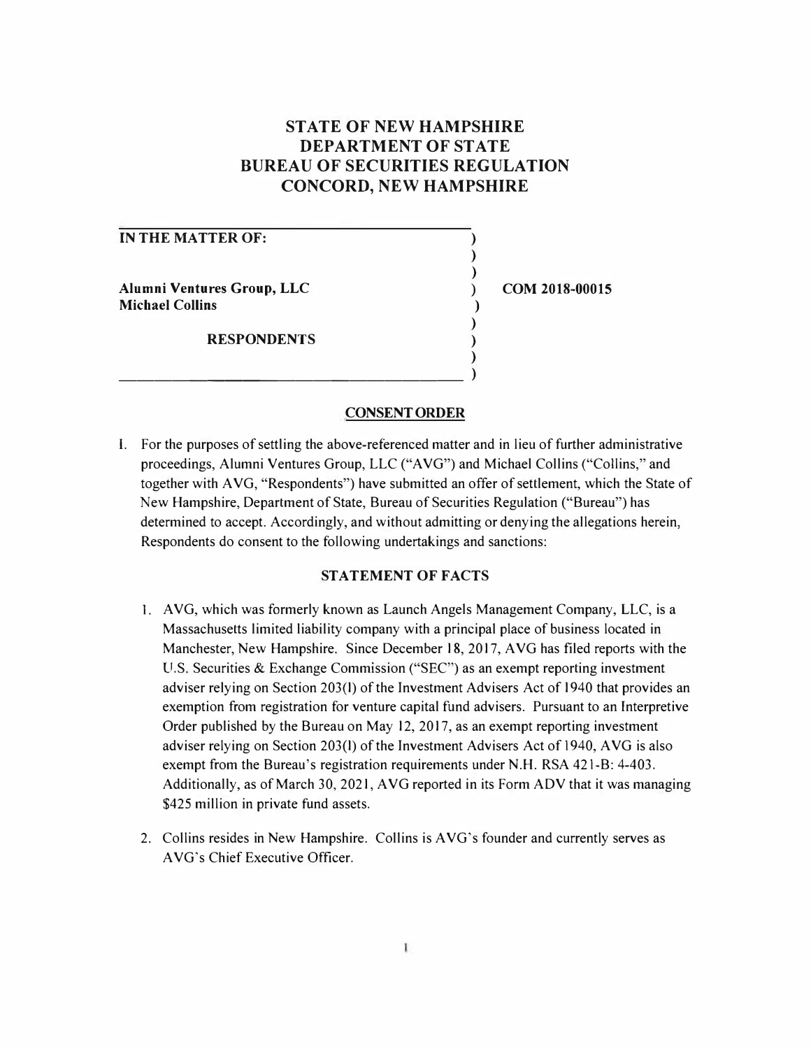# STATE OF NEW HAMPSHIRE
# DEPARTMENT OF STATE
# BUREAU OF SECURITIES REGULATION
# CONCORD, NEW HAMPSHIRE

**IN THE MATTER OF:**

**Alumni Ventures Group, LLC**
**Michael Collins**

**RESPONDENTS**

**COM 2018-00015**

## CONSENT ORDER

I. For the purposes of settling the above-referenced matter and in lieu of further administrative proceedings, Alumni Ventures Group, LLC ("AVG") and Michael Collins ("Collins," and together with AVG, "Respondents") have submitted an offer of settlement, which the State of New Hampshire, Department of State, Bureau of Securities Regulation ("Bureau") has determined to accept. Accordingly, and without admitting or denying the allegations herein, Respondents do consent to the following undertakings and sanctions:

### STATEMENT OF FACTS

1. AVG, which was formerly known as Launch Angels Management Company, LLC, is a Massachusetts limited liability company with a principal place of business located in Manchester, New Hampshire. Since December 18, 2017, AVG has filed reports with the U.S. Securities & Exchange Commission ("SEC") as an exempt reporting investment adviser relying on Section 203(l) of the Investment Advisers Act of 1940 that provides an exemption from registration for venture capital fund advisers. Pursuant to an Interpretive Order published by the Bureau on May 12, 2017, as an exempt reporting investment adviser relying on Section 203(l) of the Investment Advisers Act of 1940, AVG is also exempt from the Bureau's registration requirements under N.H. RSA 421-B: 4-403. Additionally, as of March 30, 2021, AVG reported in its Form ADV that it was managing $425 million in private fund assets.

2. Collins resides in New Hampshire. Collins is AVG's founder and currently serves as AVG's Chief Executive Officer.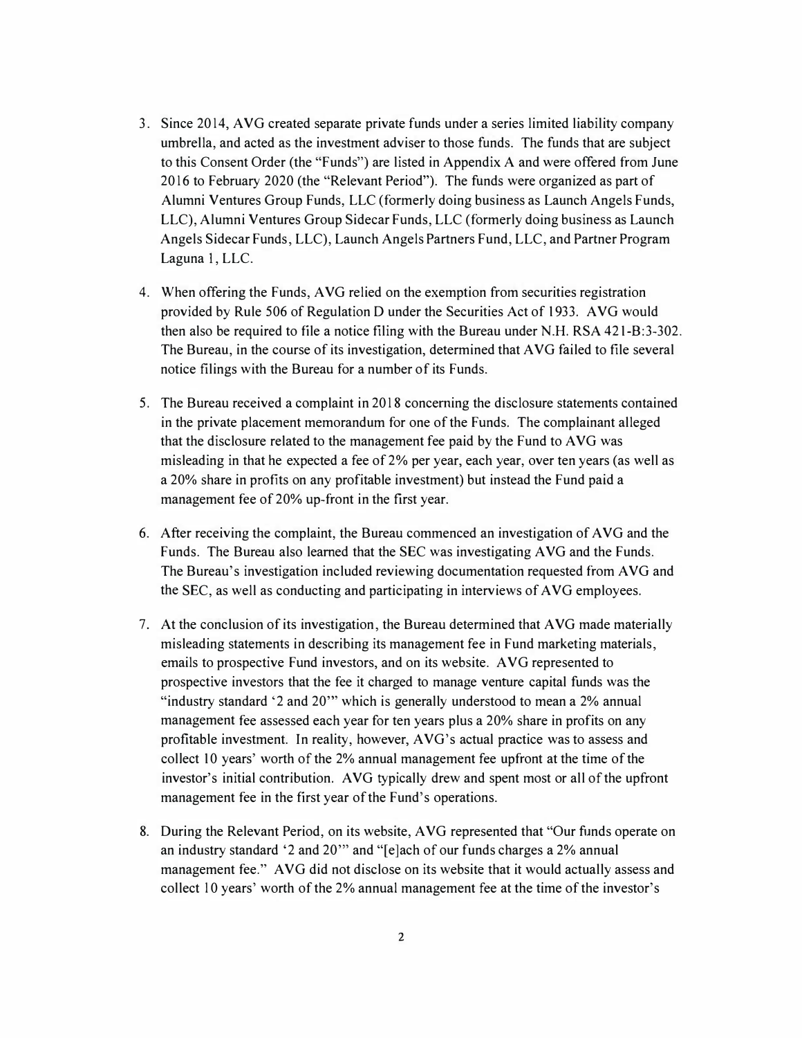3. Since 2014, AVG created separate private funds under a series limited liability company umbrella, and acted as the investment adviser to those funds. The funds that are subject to this Consent Order (the "Funds") are listed in Appendix A and were offered from June 2016 to February 2020 (the "Relevant Period"). The funds were organized as part of Alumni Ventures Group Funds, LLC (formerly doing business as Launch Angels Funds, LLC), Alumni Ventures Group Sidecar Funds, LLC (formerly doing business as Launch Angels Sidecar Funds, LLC), Launch Angels Partners Fund, LLC, and Partner Program Laguna 1, LLC.

4. When offering the Funds, AVG relied on the exemption from securities registration provided by Rule 506 of Regulation D under the Securities Act of 1933. AVG would then also be required to file a notice filing with the Bureau under N.H. RSA 421-B:3-302. The Bureau, in the course of its investigation, determined that AVG failed to file several notice filings with the Bureau for a number of its Funds.

5. The Bureau received a complaint in 2018 concerning the disclosure statements contained in the private placement memorandum for one of the Funds. The complainant alleged that the disclosure related to the management fee paid by the Fund to AVG was misleading in that he expected a fee of 2% per year, each year, over ten years (as well as a 20% share in profits on any profitable investment) but instead the Fund paid a management fee of 20% up-front in the first year.

6. After receiving the complaint, the Bureau commenced an investigation of AVG and the Funds. The Bureau also learned that the SEC was investigating AVG and the Funds. The Bureau's investigation included reviewing documentation requested from AVG and the SEC, as well as conducting and participating in interviews of AVG employees.

7. At the conclusion of its investigation, the Bureau determined that AVG made materially misleading statements in describing its management fee in Fund marketing materials, emails to prospective Fund investors, and on its website. AVG represented to prospective investors that the fee it charged to manage venture capital funds was the "industry standard '2 and 20'" which is generally understood to mean a 2% annual management fee assessed each year for ten years plus a 20% share in profits on any profitable investment. In reality, however, AVG's actual practice was to assess and collect 10 years' worth of the 2% annual management fee upfront at the time of the investor's initial contribution. AVG typically drew and spent most or all of the upfront management fee in the first year of the Fund's operations.

8. During the Relevant Period, on its website, AVG represented that "Our funds operate on an industry standard '2 and 20'" and "[e]ach of our funds charges a 2% annual management fee." AVG did not disclose on its website that it would actually assess and collect 10 years' worth of the 2% annual management fee at the time of the investor's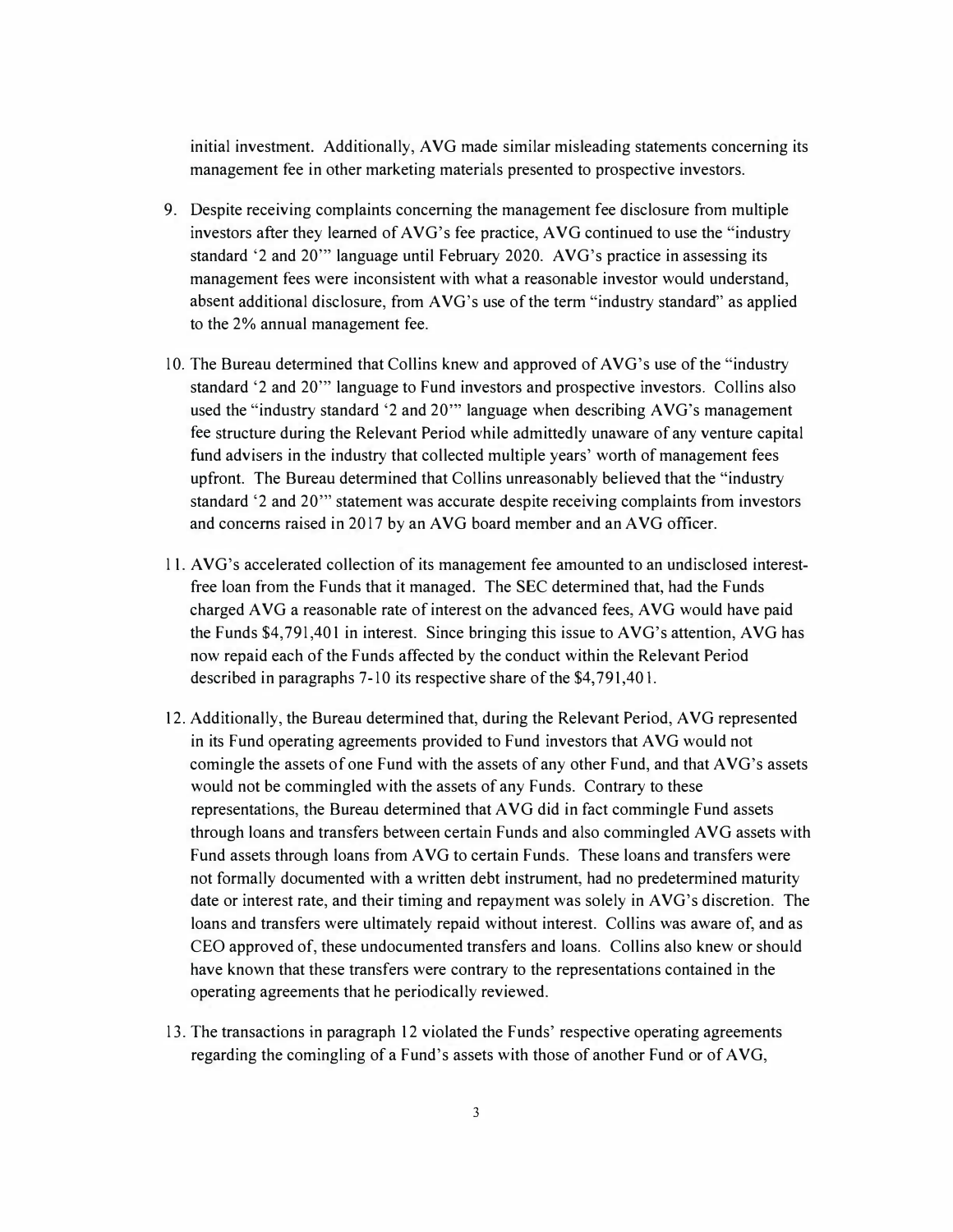initial investment. Additionally, AVG made similar misleading statements concerning its management fee in other marketing materials presented to prospective investors.

9. Despite receiving complaints concerning the management fee disclosure from multiple investors after they learned of AVG's fee practice, AVG continued to use the "industry standard '2 and 20'" language until February 2020. AVG's practice in assessing its management fees were inconsistent with what a reasonable investor would understand, absent additional disclosure, from AVG's use of the term "industry standard" as applied to the 2% annual management fee.

10. The Bureau determined that Collins knew and approved of AVG's use of the "industry standard '2 and 20'" language to Fund investors and prospective investors. Collins also used the "industry standard '2 and 20'" language when describing AVG's management fee structure during the Relevant Period while admittedly unaware of any venture capital fund advisers in the industry that collected multiple years' worth of management fees upfront. The Bureau determined that Collins unreasonably believed that the "industry standard '2 and 20'" statement was accurate despite receiving complaints from investors and concerns raised in 2017 by an AVG board member and an AVG officer.

11. AVG's accelerated collection of its management fee amounted to an undisclosed interest-free loan from the Funds that it managed. The SEC determined that, had the Funds charged AVG a reasonable rate of interest on the advanced fees, AVG would have paid the Funds $4,791,401 in interest. Since bringing this issue to AVG's attention, AVG has now repaid each of the Funds affected by the conduct within the Relevant Period described in paragraphs 7-10 its respective share of the $4,791,401.

12. Additionally, the Bureau determined that, during the Relevant Period, AVG represented in its Fund operating agreements provided to Fund investors that AVG would not comingle the assets of one Fund with the assets of any other Fund, and that AVG's assets would not be commingled with the assets of any Funds. Contrary to these representations, the Bureau determined that AVG did in fact commingle Fund assets through loans and transfers between certain Funds and also commingled AVG assets with Fund assets through loans from AVG to certain Funds. These loans and transfers were not formally documented with a written debt instrument, had no predetermined maturity date or interest rate, and their timing and repayment was solely in AVG's discretion. The loans and transfers were ultimately repaid without interest. Collins was aware of, and as CEO approved of, these undocumented transfers and loans. Collins also knew or should have known that these transfers were contrary to the representations contained in the operating agreements that he periodically reviewed.

13. The transactions in paragraph 12 violated the Funds' respective operating agreements regarding the comingling of a Fund's assets with those of another Fund or of AVG,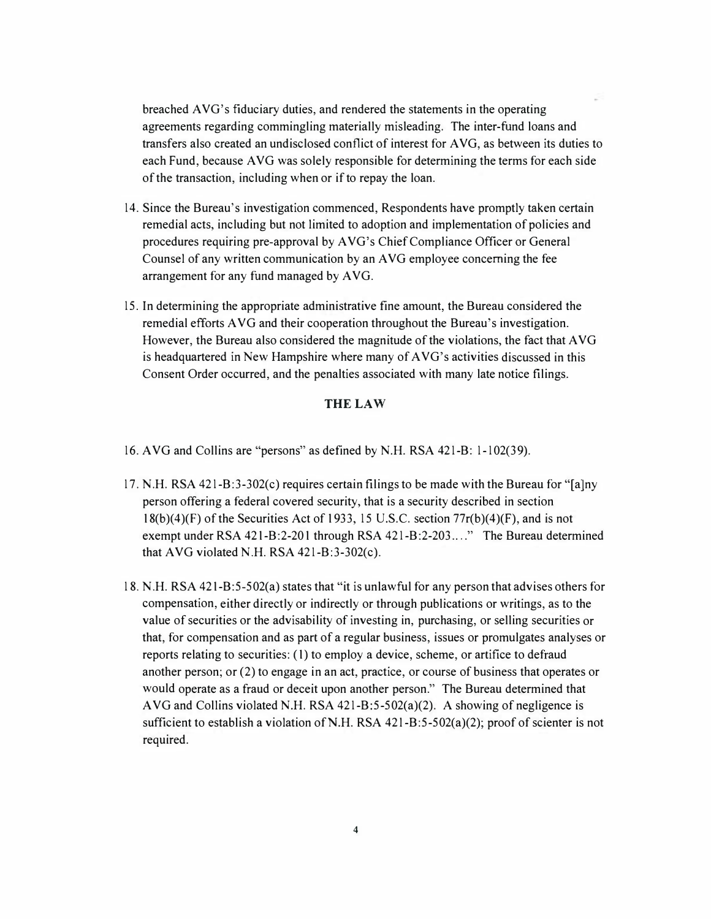breached AVG's fiduciary duties, and rendered the statements in the operating agreements regarding commingling materially misleading. The inter-fund loans and transfers also created an undisclosed conflict of interest for AVG, as between its duties to each Fund, because AVG was solely responsible for determining the terms for each side of the transaction, including when or if to repay the loan.

14. Since the Bureau's investigation commenced, Respondents have promptly taken certain remedial acts, including but not limited to adoption and implementation of policies and procedures requiring pre-approval by AVG's Chief Compliance Officer or General Counsel of any written communication by an AVG employee concerning the fee arrangement for any fund managed by AVG.

15. In determining the appropriate administrative fine amount, the Bureau considered the remedial efforts AVG and their cooperation throughout the Bureau's investigation. However, the Bureau also considered the magnitude of the violations, the fact that AVG is headquartered in New Hampshire where many of AVG's activities discussed in this Consent Order occurred, and the penalties associated with many late notice filings.

## THE LAW

16. AVG and Collins are "persons" as defined by N.H. RSA 421-B: 1-102(39).

17. N.H. RSA 421-B:3-302(c) requires certain filings to be made with the Bureau for "[a]ny person offering a federal covered security, that is a security described in section 18(b)(4)(F) of the Securities Act of 1933, 15 U.S.C. section 77r(b)(4)(F), and is not exempt under RSA 421-B:2-201 through RSA 421-B:2-203...." The Bureau determined that AVG violated N.H. RSA 421-B:3-302(c).

18. N.H. RSA 421-B:5-502(a) states that "it is unlawful for any person that advises others for compensation, either directly or indirectly or through publications or writings, as to the value of securities or the advisability of investing in, purchasing, or selling securities or that, for compensation and as part of a regular business, issues or promulgates analyses or reports relating to securities: (1) to employ a device, scheme, or artifice to defraud another person; or (2) to engage in an act, practice, or course of business that operates or would operate as a fraud or deceit upon another person." The Bureau determined that AVG and Collins violated N.H. RSA 421-B:5-502(a)(2). A showing of negligence is sufficient to establish a violation of N.H. RSA 421-B:5-502(a)(2); proof of scienter is not required.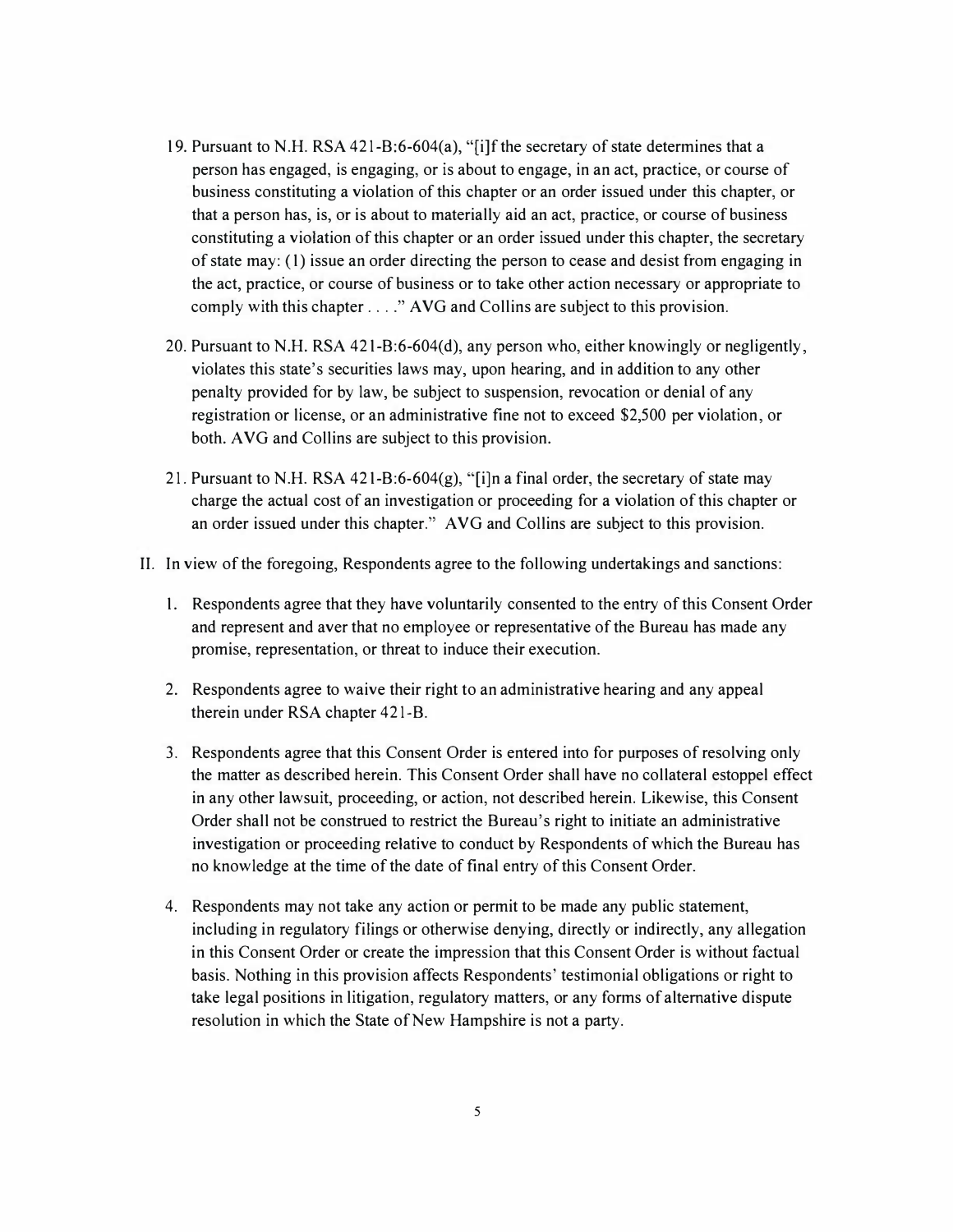19. Pursuant to N.H. RSA 421-B:6-604(a), "[i]f the secretary of state determines that a person has engaged, is engaging, or is about to engage, in an act, practice, or course of business constituting a violation of this chapter or an order issued under this chapter, or that a person has, is, or is about to materially aid an act, practice, or course of business constituting a violation of this chapter or an order issued under this chapter, the secretary of state may: (1) issue an order directing the person to cease and desist from engaging in the act, practice, or course of business or to take other action necessary or appropriate to comply with this chapter . . . ." AVG and Collins are subject to this provision.

20. Pursuant to N.H. RSA 421-B:6-604(d), any person who, either knowingly or negligently, violates this state's securities laws may, upon hearing, and in addition to any other penalty provided for by law, be subject to suspension, revocation or denial of any registration or license, or an administrative fine not to exceed $2,500 per violation, or both. AVG and Collins are subject to this provision.

21. Pursuant to N.H. RSA 421-B:6-604(g), "[i]n a final order, the secretary of state may charge the actual cost of an investigation or proceeding for a violation of this chapter or an order issued under this chapter." AVG and Collins are subject to this provision.

II. In view of the foregoing, Respondents agree to the following undertakings and sanctions:

1. Respondents agree that they have voluntarily consented to the entry of this Consent Order and represent and aver that no employee or representative of the Bureau has made any promise, representation, or threat to induce their execution.

2. Respondents agree to waive their right to an administrative hearing and any appeal therein under RSA chapter 421-B.

3. Respondents agree that this Consent Order is entered into for purposes of resolving only the matter as described herein. This Consent Order shall have no collateral estoppel effect in any other lawsuit, proceeding, or action, not described herein. Likewise, this Consent Order shall not be construed to restrict the Bureau's right to initiate an administrative investigation or proceeding relative to conduct by Respondents of which the Bureau has no knowledge at the time of the date of final entry of this Consent Order.

4. Respondents may not take any action or permit to be made any public statement, including in regulatory filings or otherwise denying, directly or indirectly, any allegation in this Consent Order or create the impression that this Consent Order is without factual basis. Nothing in this provision affects Respondents' testimonial obligations or right to take legal positions in litigation, regulatory matters, or any forms of alternative dispute resolution in which the State of New Hampshire is not a party.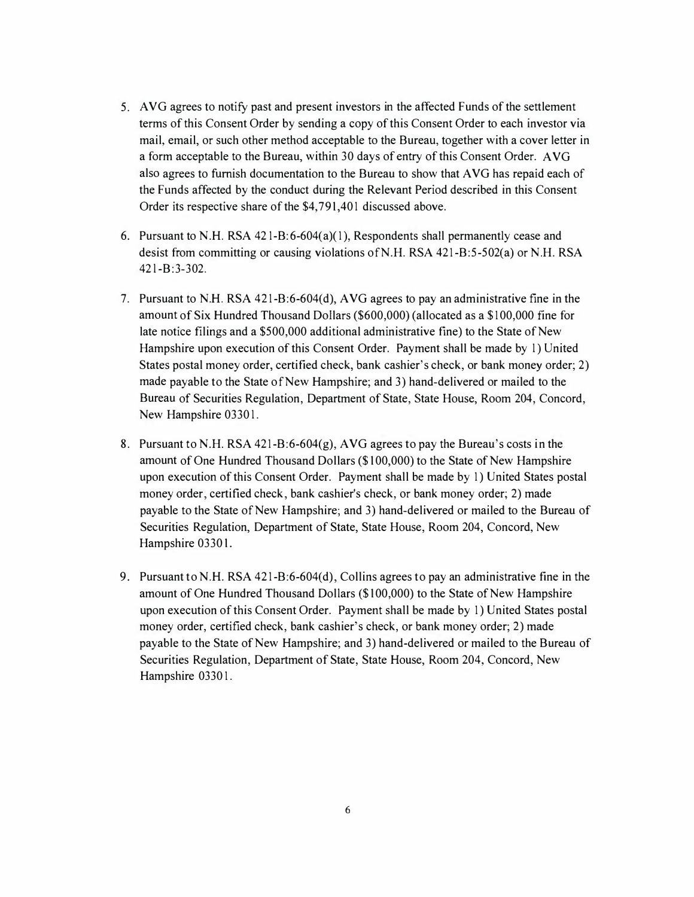5. AVG agrees to notify past and present investors in the affected Funds of the settlement terms of this Consent Order by sending a copy of this Consent Order to each investor via mail, email, or such other method acceptable to the Bureau, together with a cover letter in a form acceptable to the Bureau, within 30 days of entry of this Consent Order. AVG also agrees to furnish documentation to the Bureau to show that AVG has repaid each of the Funds affected by the conduct during the Relevant Period described in this Consent Order its respective share of the $4,791,401 discussed above.

6. Pursuant to N.H. RSA 421-B:6-604(a)(1), Respondents shall permanently cease and desist from committing or causing violations of N.H. RSA 421-B:5-502(a) or N.H. RSA 421-B:3-302.

7. Pursuant to N.H. RSA 421-B:6-604(d), AVG agrees to pay an administrative fine in the amount of Six Hundred Thousand Dollars ($600,000) (allocated as a $100,000 fine for late notice filings and a $500,000 additional administrative fine) to the State of New Hampshire upon execution of this Consent Order. Payment shall be made by 1) United States postal money order, certified check, bank cashier's check, or bank money order; 2) made payable to the State of New Hampshire; and 3) hand-delivered or mailed to the Bureau of Securities Regulation, Department of State, State House, Room 204, Concord, New Hampshire 03301.

8. Pursuant to N.H. RSA 421-B:6-604(g), AVG agrees to pay the Bureau's costs in the amount of One Hundred Thousand Dollars ($100,000) to the State of New Hampshire upon execution of this Consent Order. Payment shall be made by 1) United States postal money order, certified check, bank cashier's check, or bank money order; 2) made payable to the State of New Hampshire; and 3) hand-delivered or mailed to the Bureau of Securities Regulation, Department of State, State House, Room 204, Concord, New Hampshire 03301.

9. Pursuant to N.H. RSA 421-B:6-604(d), Collins agrees to pay an administrative fine in the amount of One Hundred Thousand Dollars ($100,000) to the State of New Hampshire upon execution of this Consent Order. Payment shall be made by 1) United States postal money order, certified check, bank cashier's check, or bank money order; 2) made payable to the State of New Hampshire; and 3) hand-delivered or mailed to the Bureau of Securities Regulation, Department of State, State House, Room 204, Concord, New Hampshire 03301.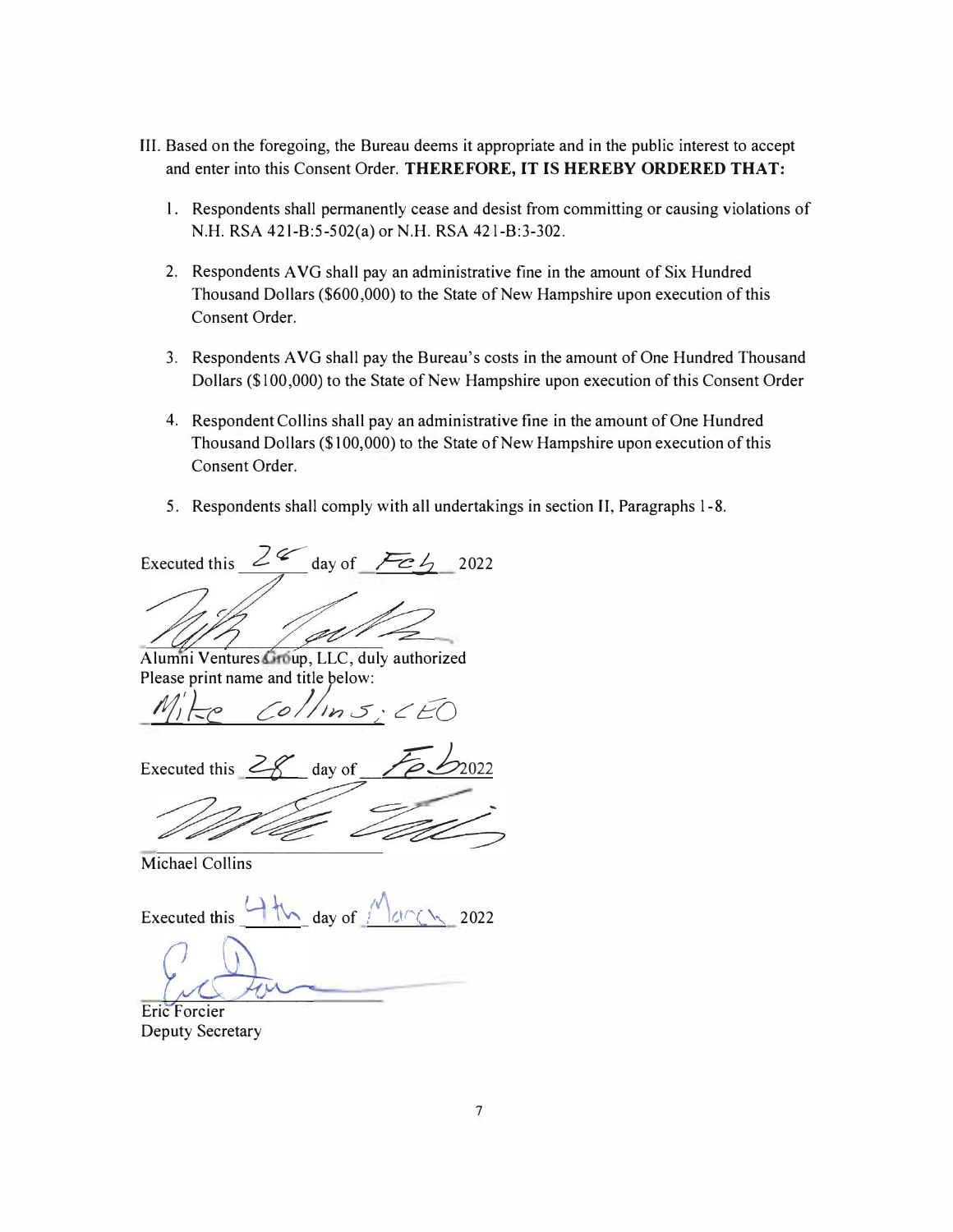III. Based on the foregoing, the Bureau deems it appropriate and in the public interest to accept and enter into this Consent Order. **THEREFORE, IT IS HEREBY ORDERED THAT:**

1. Respondents shall permanently cease and desist from committing or causing violations of N.H. RSA 421-B:5-502(a) or N.H. RSA 421-B:3-302.
2. Respondents AVG shall pay an administrative fine in the amount of Six Hundred Thousand Dollars ($600,000) to the State of New Hampshire upon execution of this Consent Order.
3. Respondents AVG shall pay the Bureau's costs in the amount of One Hundred Thousand Dollars ($100,000) to the State of New Hampshire upon execution of this Consent Order
4. Respondent Collins shall pay an administrative fine in the amount of One Hundred Thousand Dollars ($100,000) to the State of New Hampshire upon execution of this Consent Order.
5. Respondents shall comply with all undertakings in section II, Paragraphs 1-8.

Executed this 28 day of Feb 2022

[signature]

Alumni Ventures Group, LLC, duly authorized
Please print name and title below:
Mike Collins; CEO

Executed this 28 day of Feb 2022

[signature]

Michael Collins

Executed this 4th day of March 2022

[signature]

Eric Forcier
Deputy Secretary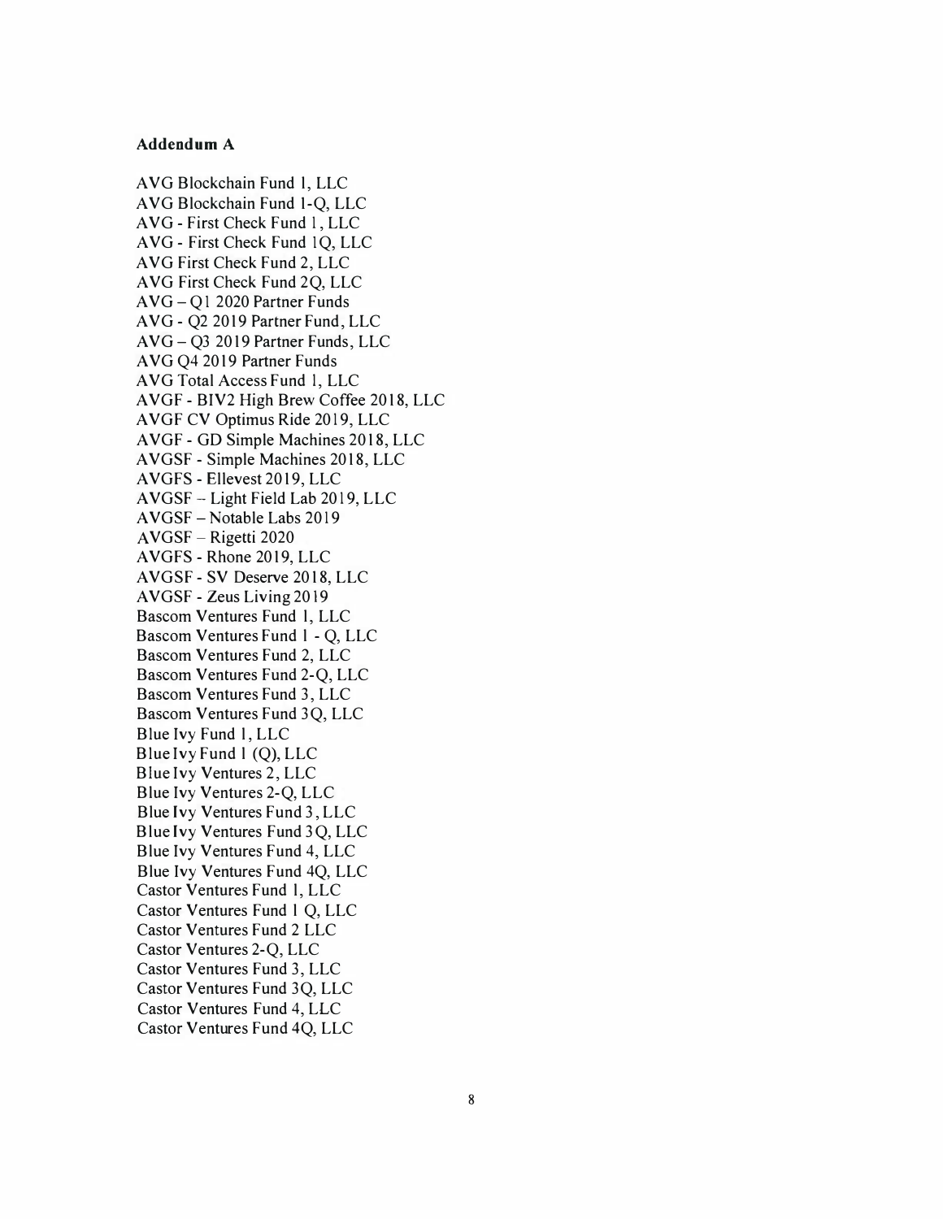**Addendum A**

AVG Blockchain Fund 1, LLC
AVG Blockchain Fund 1-Q, LLC
AVG - First Check Fund 1, LLC
AVG - First Check Fund 1Q, LLC
AVG First Check Fund 2, LLC
AVG First Check Fund 2Q, LLC
AVG – Q1 2020 Partner Funds
AVG - Q2 2019 Partner Fund, LLC
AVG – Q3 2019 Partner Funds, LLC
AVG Q4 2019 Partner Funds
AVG Total Access Fund 1, LLC
AVGF - BIV2 High Brew Coffee 2018, LLC
AVGF CV Optimus Ride 2019, LLC
AVGF - GD Simple Machines 2018, LLC
AVGSF - Simple Machines 2018, LLC
AVGFS - Ellevest 2019, LLC
AVGSF – Light Field Lab 2019, LLC
AVGSF – Notable Labs 2019
AVGSF – Rigetti 2020
AVGFS - Rhone 2019, LLC
AVGSF - SV Deserve 2018, LLC
AVGSF - Zeus Living 2019
Bascom Ventures Fund 1, LLC
Bascom Ventures Fund 1 - Q, LLC
Bascom Ventures Fund 2, LLC
Bascom Ventures Fund 2-Q, LLC
Bascom Ventures Fund 3, LLC
Bascom Ventures Fund 3Q, LLC
Blue Ivy Fund 1, LLC
Blue Ivy Fund 1 (Q), LLC
Blue Ivy Ventures 2, LLC
Blue Ivy Ventures 2-Q, LLC
Blue Ivy Ventures Fund 3, LLC
Blue Ivy Ventures Fund 3Q, LLC
Blue Ivy Ventures Fund 4, LLC
Blue Ivy Ventures Fund 4Q, LLC
Castor Ventures Fund 1, LLC
Castor Ventures Fund 1 Q, LLC
Castor Ventures Fund 2 LLC
Castor Ventures 2-Q, LLC
Castor Ventures Fund 3, LLC
Castor Ventures Fund 3Q, LLC
Castor Ventures Fund 4, LLC
Castor Ventures Fund 4Q, LLC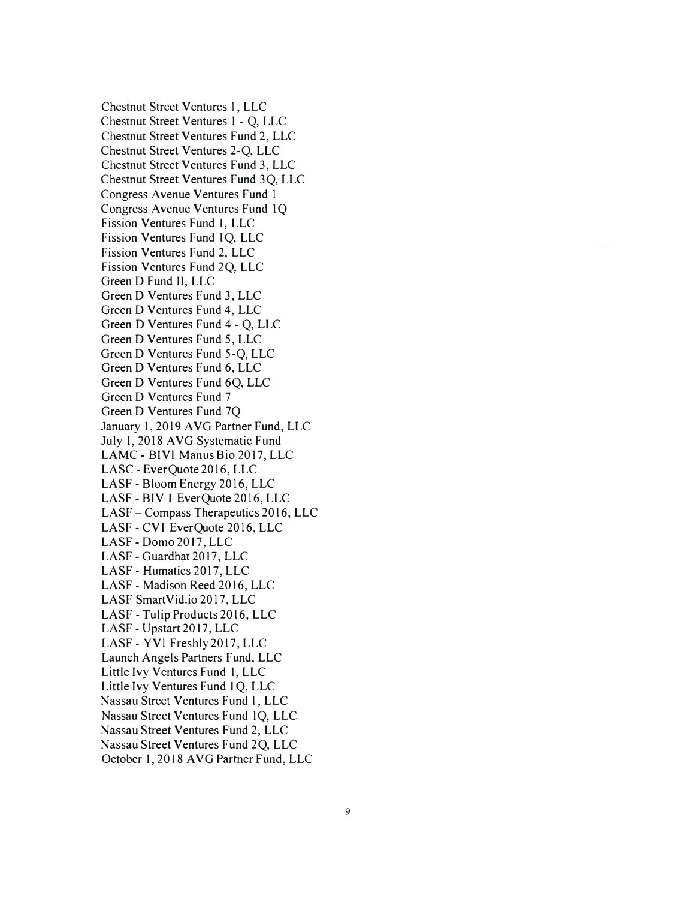Chestnut Street Ventures 1, LLC
Chestnut Street Ventures 1 - Q, LLC
Chestnut Street Ventures Fund 2, LLC
Chestnut Street Ventures 2-Q, LLC
Chestnut Street Ventures Fund 3, LLC
Chestnut Street Ventures Fund 3Q, LLC
Congress Avenue Ventures Fund 1
Congress Avenue Ventures Fund 1Q
Fission Ventures Fund 1, LLC
Fission Ventures Fund 1Q, LLC
Fission Ventures Fund 2, LLC
Fission Ventures Fund 2Q, LLC
Green D Fund II, LLC
Green D Ventures Fund 3, LLC
Green D Ventures Fund 4, LLC
Green D Ventures Fund 4 - Q, LLC
Green D Ventures Fund 5, LLC
Green D Ventures Fund 5-Q, LLC
Green D Ventures Fund 6, LLC
Green D Ventures Fund 6Q, LLC
Green D Ventures Fund 7
Green D Ventures Fund 7Q
January 1, 2019 AVG Partner Fund, LLC
July 1, 2018 AVG Systematic Fund
LAMC - BIV1 Manus Bio 2017, LLC
LASC - EverQuote 2016, LLC
LASF - Bloom Energy 2016, LLC
LASF - BIV 1 EverQuote 2016, LLC
LASF – Compass Therapeutics 2016, LLC
LASF - CV1 EverQuote 2016, LLC
LASF - Domo 2017, LLC
LASF - Guardhat 2017, LLC
LASF - Humatics 2017, LLC
LASF - Madison Reed 2016, LLC
LASF SmartVid.io 2017, LLC
LASF - Tulip Products 2016, LLC
LASF - Upstart 2017, LLC
LASF - YV1 Freshly 2017, LLC
Launch Angels Partners Fund, LLC
Little Ivy Ventures Fund 1, LLC
Little Ivy Ventures Fund 1Q, LLC
Nassau Street Ventures Fund 1, LLC
Nassau Street Ventures Fund 1Q, LLC
Nassau Street Ventures Fund 2, LLC
Nassau Street Ventures Fund 2Q, LLC
October 1, 2018 AVG Partner Fund, LLC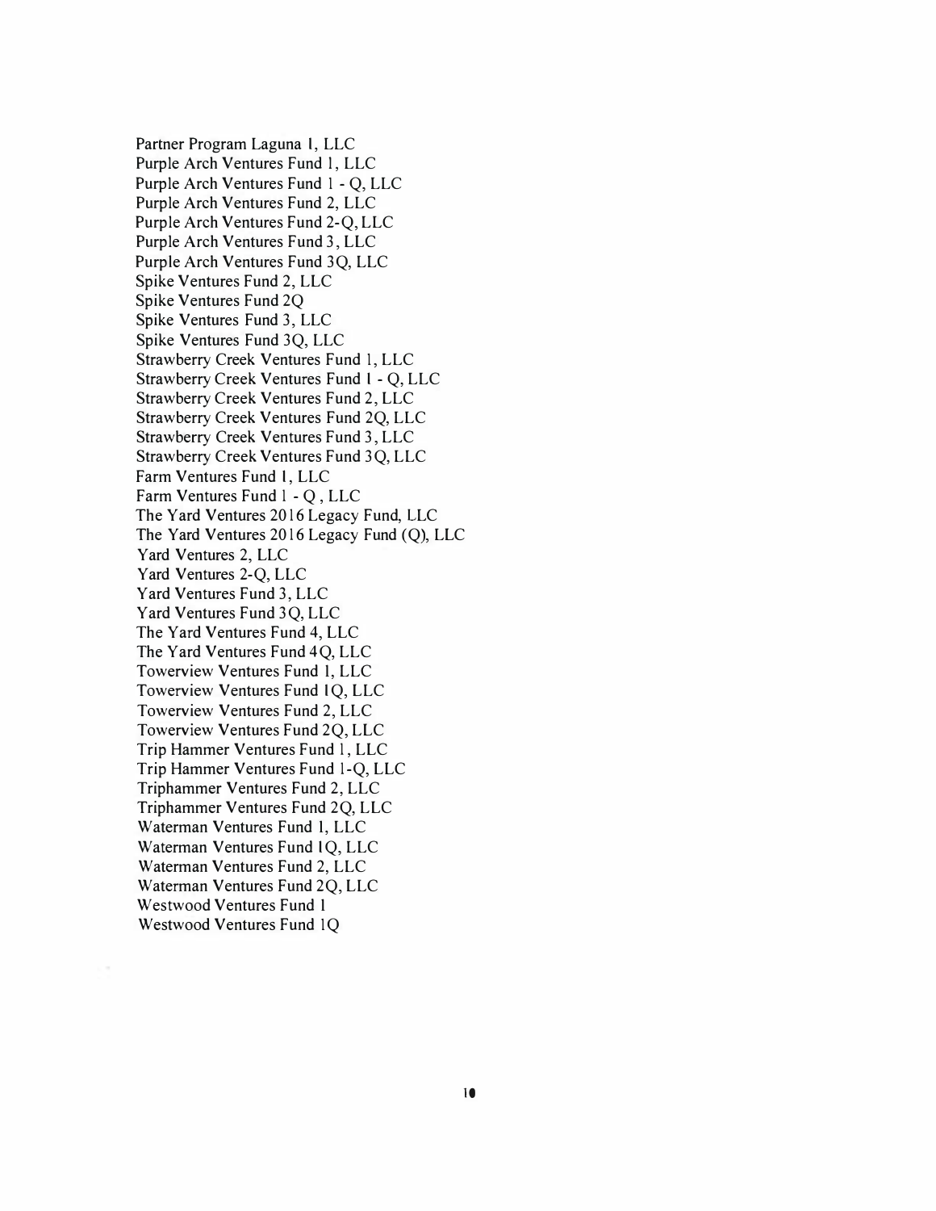Partner Program Laguna I, LLC
Purple Arch Ventures Fund 1, LLC
Purple Arch Ventures Fund 1 - Q, LLC
Purple Arch Ventures Fund 2, LLC
Purple Arch Ventures Fund 2-Q, LLC
Purple Arch Ventures Fund 3, LLC
Purple Arch Ventures Fund 3Q, LLC
Spike Ventures Fund 2, LLC
Spike Ventures Fund 2Q
Spike Ventures Fund 3, LLC
Spike Ventures Fund 3Q, LLC
Strawberry Creek Ventures Fund 1, LLC
Strawberry Creek Ventures Fund I - Q, LLC
Strawberry Creek Ventures Fund 2, LLC
Strawberry Creek Ventures Fund 2Q, LLC
Strawberry Creek Ventures Fund 3, LLC
Strawberry Creek Ventures Fund 3Q, LLC
Farm Ventures Fund I, LLC
Farm Ventures Fund 1 - Q , LLC
The Yard Ventures 2016 Legacy Fund, LLC
The Yard Ventures 2016 Legacy Fund (Q), LLC
Yard Ventures 2, LLC
Yard Ventures 2-Q, LLC
Yard Ventures Fund 3, LLC
Yard Ventures Fund 3Q, LLC
The Yard Ventures Fund 4, LLC
The Yard Ventures Fund 4Q, LLC
Towerview Ventures Fund 1, LLC
Towerview Ventures Fund 1Q, LLC
Towerview Ventures Fund 2, LLC
Towerview Ventures Fund 2Q, LLC
Trip Hammer Ventures Fund 1, LLC
Trip Hammer Ventures Fund 1-Q, LLC
Triphammer Ventures Fund 2, LLC
Triphammer Ventures Fund 2Q, LLC
Waterman Ventures Fund 1, LLC
Waterman Ventures Fund 1Q, LLC
Waterman Ventures Fund 2, LLC
Waterman Ventures Fund 2Q, LLC
Westwood Ventures Fund 1
Westwood Ventures Fund 1Q